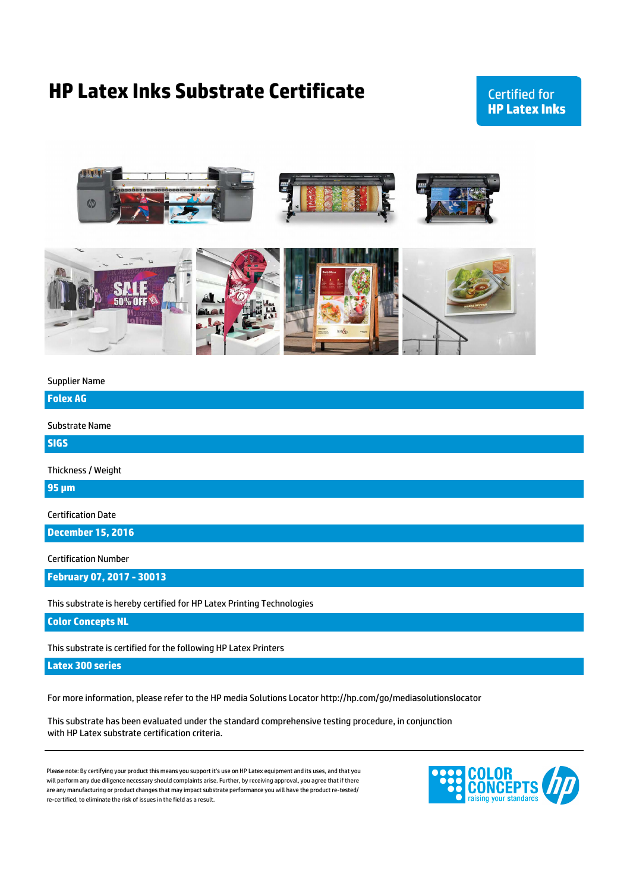# HP Latex Inks Substrate Certificate

**Certified for**
**HP Latex Inks**

Supplier Name

**Folex AG**

Substrate Name

**SIGS**

Thickness / Weight

**95 µm**

Certification Date

**December 15, 2016**

Certification Number

**February 07, 2017 - 30013**

This substrate is hereby certified for HP Latex Printing Technologies

**Color Concepts NL**

This substrate is certified for the following HP Latex Printers

**Latex 300 series**

For more information, please refer to the HP media Solutions Locator http://hp.com/go/mediasolutionslocator

This substrate has been evaluated under the standard comprehensive testing procedure, in conjunction with HP Latex substrate certification criteria.

---

Please note: By certifying your product this means you support it's use on HP Latex equipment and its uses, and that you will perform any due diligence necessary should complaints arise. Further, by receiving approval, you agree that if there are any manufacturing or product changes that may impact substrate performance you will have the product re-tested/re-certified, to eliminate the risk of issues in the field as a result.

COLOR CONCEPTS raising your standards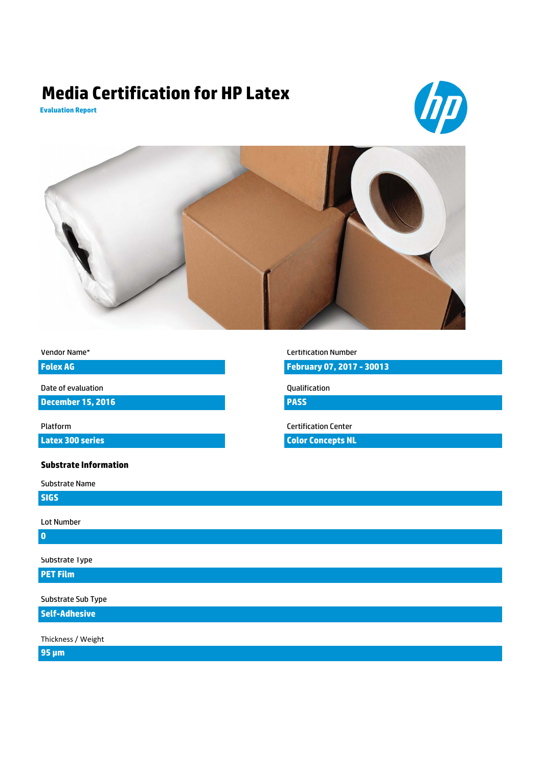# Media Certification for HP Latex

**Evaluation Report**

Vendor Name*

**Folex AG**

Date of evaluation

**December 15, 2016**

Platform

**Latex 300 series**

Certification Number

**February 07, 2017 - 30013**

Qualification

**PASS**

Certification Center

**Color Concepts NL**

### Substrate Information

Substrate Name

**SIGS**

Lot Number

**0**

Substrate Type

**PET Film**

Substrate Sub Type

**Self-Adhesive**

Thickness / Weight

**95 µm**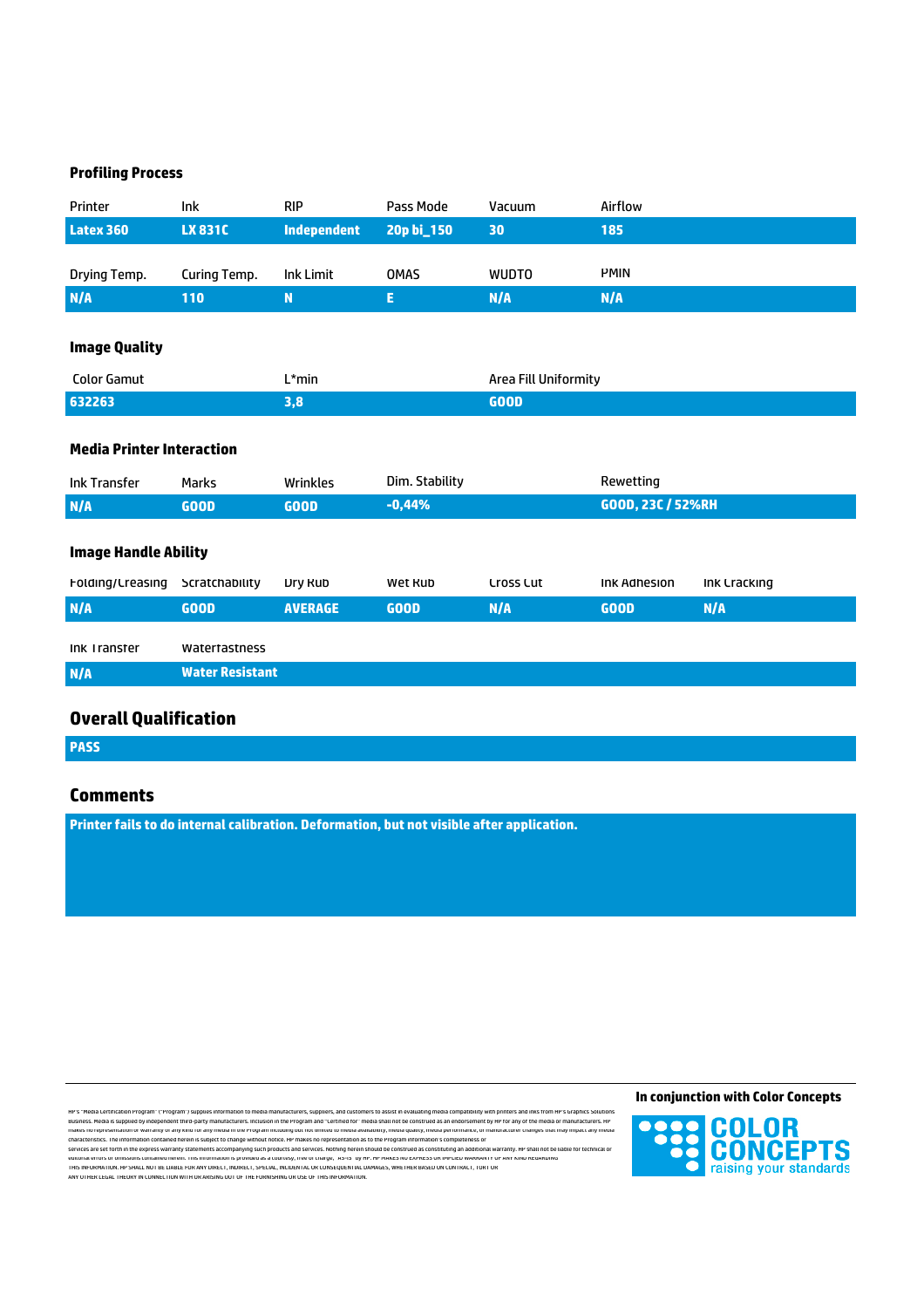## Profiling Process

| Printer | Ink | RIP | Pass Mode | Vacuum | Airflow |
|---|---|---|---|---|---|
| **Latex 360** | **LX 831C** | **Independent** | **20p bi_150** | **30** | **185** |

| Drying Temp. | Curing Temp. | Ink Limit | OMAS | WUDTO | PMIN |
|---|---|---|---|---|---|
| **N/A** | **110** | **N** | **E** | **N/A** | **N/A** |

## Image Quality

| Color Gamut | L*min | Area Fill Uniformity |
|---|---|---|
| **632263** | **3,8** | **GOOD** |

## Media Printer Interaction

| Ink Transfer | Marks | Wrinkles | Dim. Stability | Rewetting |
|---|---|---|---|---|
| **N/A** | **GOOD** | **GOOD** | **-0,44%** | **GOOD, 23C / 52%RH** |

## Image Handle Ability

| Folding/Creasing | Scratchability | Dry Rub | Wet Rub | Cross Cut | Ink Adhesion | Ink Cracking |
|---|---|---|---|---|---|---|
| **N/A** | **GOOD** | **AVERAGE** | **GOOD** | **N/A** | **GOOD** | **N/A** |

| Ink Transfer | Waterfastness |
|---|---|
| **N/A** | **Water Resistant** |

## Overall Qualification

**PASS**

## Comments

**Printer fails to do internal calibration. Deformation, but not visible after application.**

HP's "Media Certification Program" ("Program") supplies information to media manufacturers, suppliers, and customers to assist in evaluating media compatibility with printers and inks from HP's Graphics Solutions Business. Media is supplied by independent third-party manufacturers. Inclusion in the Program and "Certified for" media shall not be construed as an endorsement by HP for any of the media or manufacturers. HP makes no representation or warranty of any kind for any media in the Program including but not limited to media availability, media quality, media performance, or manufacturer changes that may impact any media characteristics. The information contained herein is subject to change without notice. HP makes no representation as to the Program information's completeness or services are set forth in the express warranty statements accompanying such products and services. Nothing herein should be construed as constituting an additional warranty. HP shall not be liable for technical or editorial errors or omissions contained herein. This information is provided as a courtesy, free of charge, "AS-IS" by HP. HP MAKES NO EXPRESS OR IMPLIED WARRANTY OF ANY KIND REGARDING THIS INFORMATION. HP SHALL NOT BE LIABLE FOR ANY DIRECT, INDIRECT, SPECIAL, INCIDENTAL OR CONSEQUENTIAL DAMAGES, WHETHER BASED ON CONTRACT, TORT OR ANY OTHER LEGAL THEORY IN CONNECTION WITH OR ARISING OUT OF THE FURNISHING OR USE OF THIS INFORMATION.

**In conjunction with Color Concepts**

COLOR CONCEPTS raising your standards